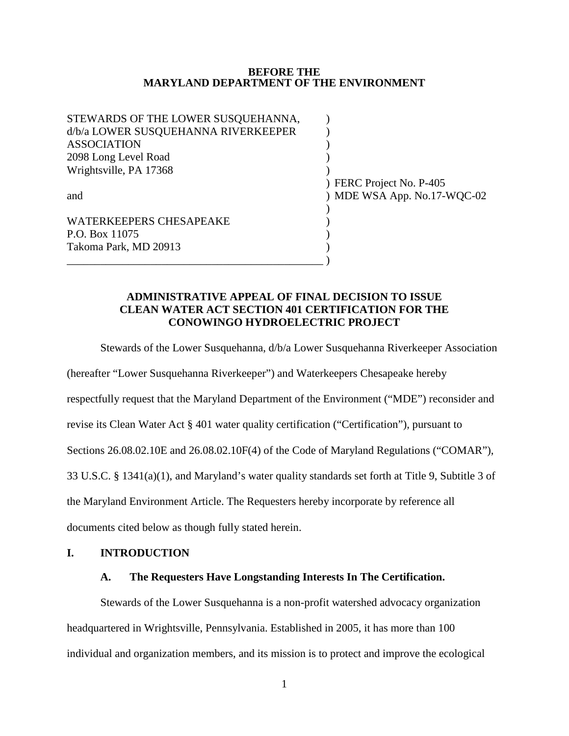**BEFORE THE**
**MARYLAND DEPARTMENT OF THE ENVIRONMENT**

| | |
|---|---|
| STEWARDS OF THE LOWER SUSQUEHANNA, d/b/a LOWER SUSQUEHANNA RIVERKEEPER ASSOCIATION<br>2098 Long Level Road<br>Wrightsville, PA 17368 | |
| and | FERC Project No. P-405<br>MDE WSA App. No.17-WQC-02 |
| WATERKEEPERS CHESAPEAKE<br>P.O. Box 11075<br>Takoma Park, MD 20913 | |

**ADMINISTRATIVE APPEAL OF FINAL DECISION TO ISSUE CLEAN WATER ACT SECTION 401 CERTIFICATION FOR THE CONOWINGO HYDROELECTRIC PROJECT**

Stewards of the Lower Susquehanna, d/b/a Lower Susquehanna Riverkeeper Association (hereafter "Lower Susquehanna Riverkeeper") and Waterkeepers Chesapeake hereby respectfully request that the Maryland Department of the Environment ("MDE") reconsider and revise its Clean Water Act § 401 water quality certification ("Certification"), pursuant to Sections 26.08.02.10E and 26.08.02.10F(4) of the Code of Maryland Regulations ("COMAR"), 33 U.S.C. § 1341(a)(1), and Maryland's water quality standards set forth at Title 9, Subtitle 3 of the Maryland Environment Article. The Requesters hereby incorporate by reference all documents cited below as though fully stated herein.

## I. INTRODUCTION

### A. The Requesters Have Longstanding Interests In The Certification.

Stewards of the Lower Susquehanna is a non-profit watershed advocacy organization headquartered in Wrightsville, Pennsylvania. Established in 2005, it has more than 100 individual and organization members, and its mission is to protect and improve the ecological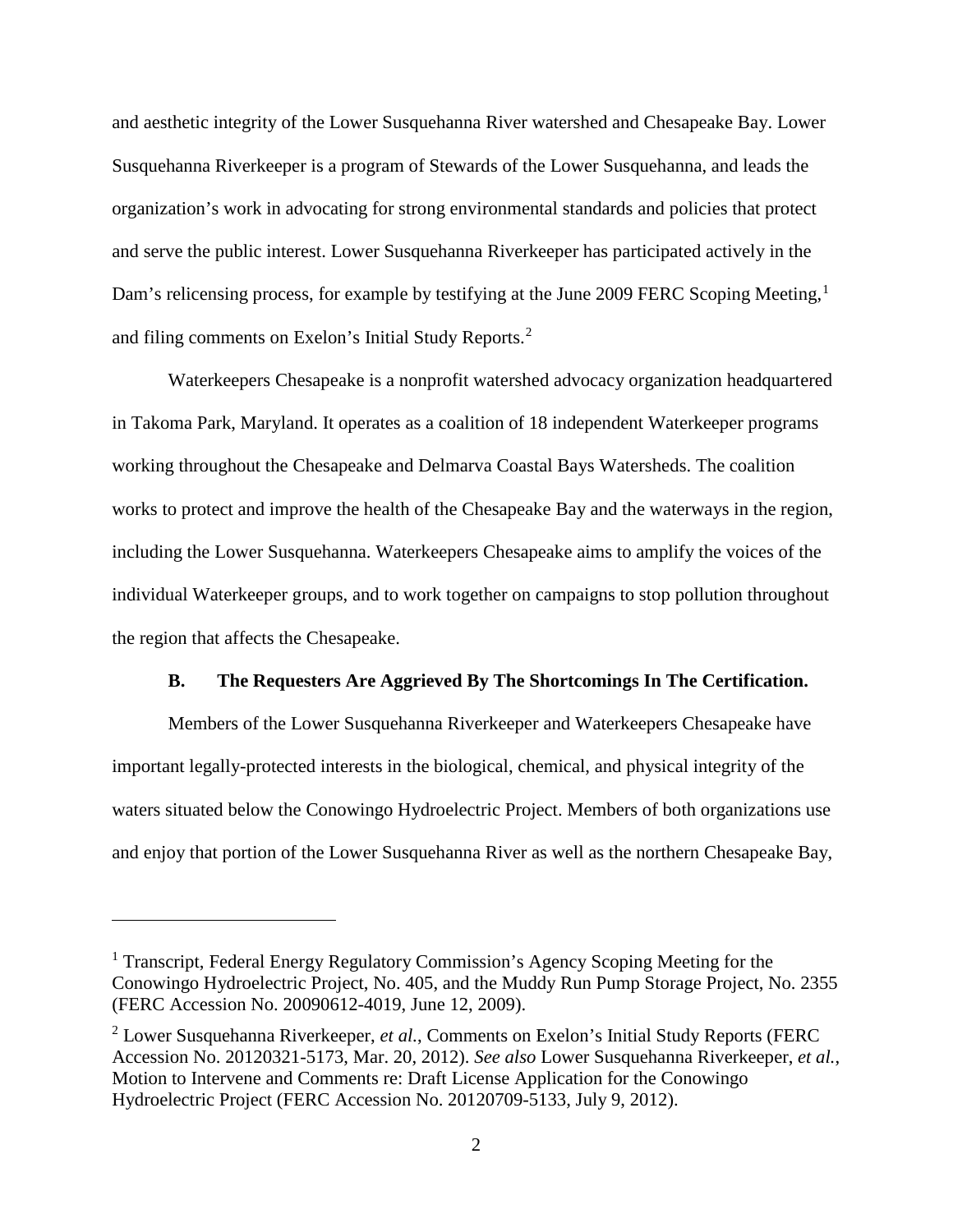and aesthetic integrity of the Lower Susquehanna River watershed and Chesapeake Bay. Lower Susquehanna Riverkeeper is a program of Stewards of the Lower Susquehanna, and leads the organization's work in advocating for strong environmental standards and policies that protect and serve the public interest. Lower Susquehanna Riverkeeper has participated actively in the Dam's relicensing process, for example by testifying at the June 2009 FERC Scoping Meeting,[1] and filing comments on Exelon's Initial Study Reports.[2]

Waterkeepers Chesapeake is a nonprofit watershed advocacy organization headquartered in Takoma Park, Maryland. It operates as a coalition of 18 independent Waterkeeper programs working throughout the Chesapeake and Delmarva Coastal Bays Watersheds. The coalition works to protect and improve the health of the Chesapeake Bay and the waterways in the region, including the Lower Susquehanna. Waterkeepers Chesapeake aims to amplify the voices of the individual Waterkeeper groups, and to work together on campaigns to stop pollution throughout the region that affects the Chesapeake.

### B. The Requesters Are Aggrieved By The Shortcomings In The Certification.

Members of the Lower Susquehanna Riverkeeper and Waterkeepers Chesapeake have important legally-protected interests in the biological, chemical, and physical integrity of the waters situated below the Conowingo Hydroelectric Project. Members of both organizations use and enjoy that portion of the Lower Susquehanna River as well as the northern Chesapeake Bay,

---

[1] Transcript, Federal Energy Regulatory Commission's Agency Scoping Meeting for the Conowingo Hydroelectric Project, No. 405, and the Muddy Run Pump Storage Project, No. 2355 (FERC Accession No. 20090612-4019, June 12, 2009).

[2] Lower Susquehanna Riverkeeper, *et al.*, Comments on Exelon's Initial Study Reports (FERC Accession No. 20120321-5173, Mar. 20, 2012). *See also* Lower Susquehanna Riverkeeper, *et al.*, Motion to Intervene and Comments re: Draft License Application for the Conowingo Hydroelectric Project (FERC Accession No. 20120709-5133, July 9, 2012).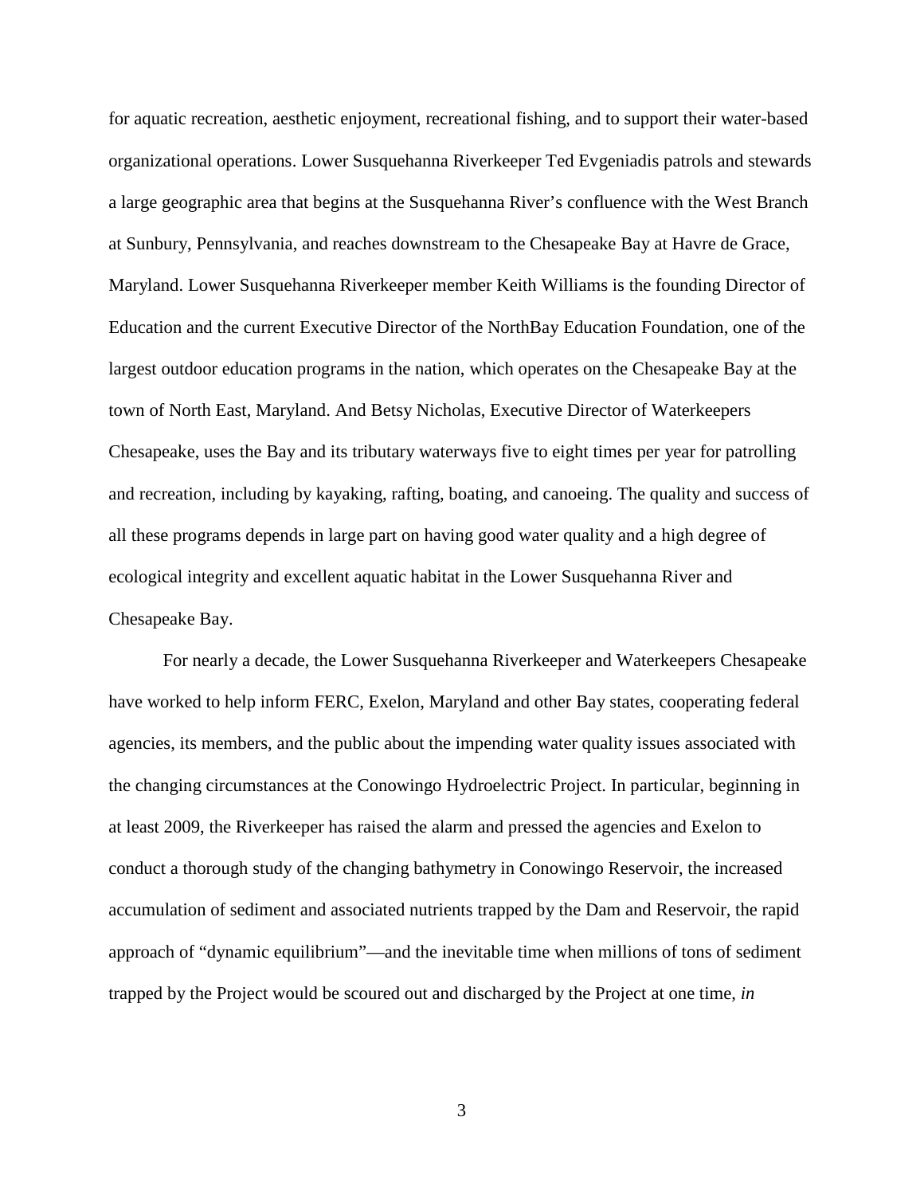for aquatic recreation, aesthetic enjoyment, recreational fishing, and to support their water-based organizational operations. Lower Susquehanna Riverkeeper Ted Evgeniadis patrols and stewards a large geographic area that begins at the Susquehanna River's confluence with the West Branch at Sunbury, Pennsylvania, and reaches downstream to the Chesapeake Bay at Havre de Grace, Maryland. Lower Susquehanna Riverkeeper member Keith Williams is the founding Director of Education and the current Executive Director of the NorthBay Education Foundation, one of the largest outdoor education programs in the nation, which operates on the Chesapeake Bay at the town of North East, Maryland. And Betsy Nicholas, Executive Director of Waterkeepers Chesapeake, uses the Bay and its tributary waterways five to eight times per year for patrolling and recreation, including by kayaking, rafting, boating, and canoeing. The quality and success of all these programs depends in large part on having good water quality and a high degree of ecological integrity and excellent aquatic habitat in the Lower Susquehanna River and Chesapeake Bay.

For nearly a decade, the Lower Susquehanna Riverkeeper and Waterkeepers Chesapeake have worked to help inform FERC, Exelon, Maryland and other Bay states, cooperating federal agencies, its members, and the public about the impending water quality issues associated with the changing circumstances at the Conowingo Hydroelectric Project. In particular, beginning in at least 2009, the Riverkeeper has raised the alarm and pressed the agencies and Exelon to conduct a thorough study of the changing bathymetry in Conowingo Reservoir, the increased accumulation of sediment and associated nutrients trapped by the Dam and Reservoir, the rapid approach of "dynamic equilibrium"—and the inevitable time when millions of tons of sediment trapped by the Project would be scoured out and discharged by the Project at one time, *in*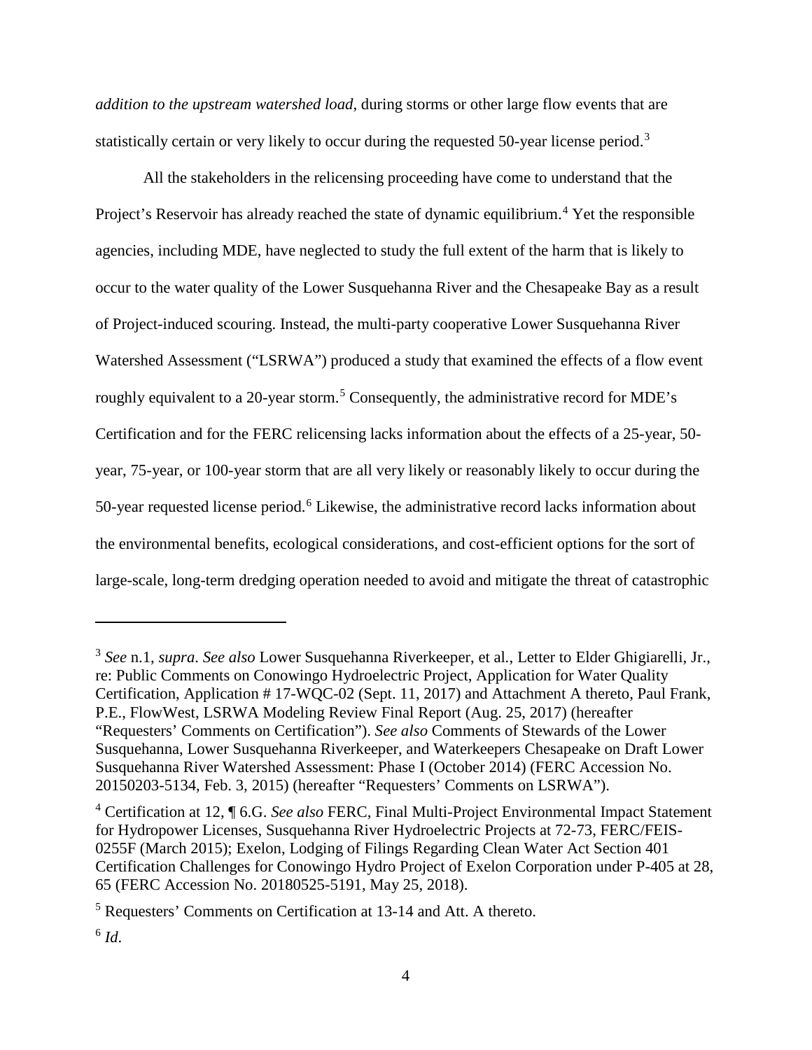*addition to the upstream watershed load*, during storms or other large flow events that are statistically certain or very likely to occur during the requested 50-year license period.[3]

All the stakeholders in the relicensing proceeding have come to understand that the Project's Reservoir has already reached the state of dynamic equilibrium.[4] Yet the responsible agencies, including MDE, have neglected to study the full extent of the harm that is likely to occur to the water quality of the Lower Susquehanna River and the Chesapeake Bay as a result of Project-induced scouring. Instead, the multi-party cooperative Lower Susquehanna River Watershed Assessment ("LSRWA") produced a study that examined the effects of a flow event roughly equivalent to a 20-year storm.[5] Consequently, the administrative record for MDE's Certification and for the FERC relicensing lacks information about the effects of a 25-year, 50-year, 75-year, or 100-year storm that are all very likely or reasonably likely to occur during the 50-year requested license period.[6] Likewise, the administrative record lacks information about the environmental benefits, ecological considerations, and cost-efficient options for the sort of large-scale, long-term dredging operation needed to avoid and mitigate the threat of catastrophic

---

[3] *See* n.1, *supra*. *See also* Lower Susquehanna Riverkeeper, et al., Letter to Elder Ghigiarelli, Jr., re: Public Comments on Conowingo Hydroelectric Project, Application for Water Quality Certification, Application # 17-WQC-02 (Sept. 11, 2017) and Attachment A thereto, Paul Frank, P.E., FlowWest, LSRWA Modeling Review Final Report (Aug. 25, 2017) (hereafter "Requesters' Comments on Certification"). *See also* Comments of Stewards of the Lower Susquehanna, Lower Susquehanna Riverkeeper, and Waterkeepers Chesapeake on Draft Lower Susquehanna River Watershed Assessment: Phase I (October 2014) (FERC Accession No. 20150203-5134, Feb. 3, 2015) (hereafter "Requesters' Comments on LSRWA").

[4] Certification at 12, ¶ 6.G. *See also* FERC, Final Multi-Project Environmental Impact Statement for Hydropower Licenses, Susquehanna River Hydroelectric Projects at 72-73, FERC/FEIS-0255F (March 2015); Exelon, Lodging of Filings Regarding Clean Water Act Section 401 Certification Challenges for Conowingo Hydro Project of Exelon Corporation under P-405 at 28, 65 (FERC Accession No. 20180525-5191, May 25, 2018).

[5] Requesters' Comments on Certification at 13-14 and Att. A thereto.

[6] *Id*.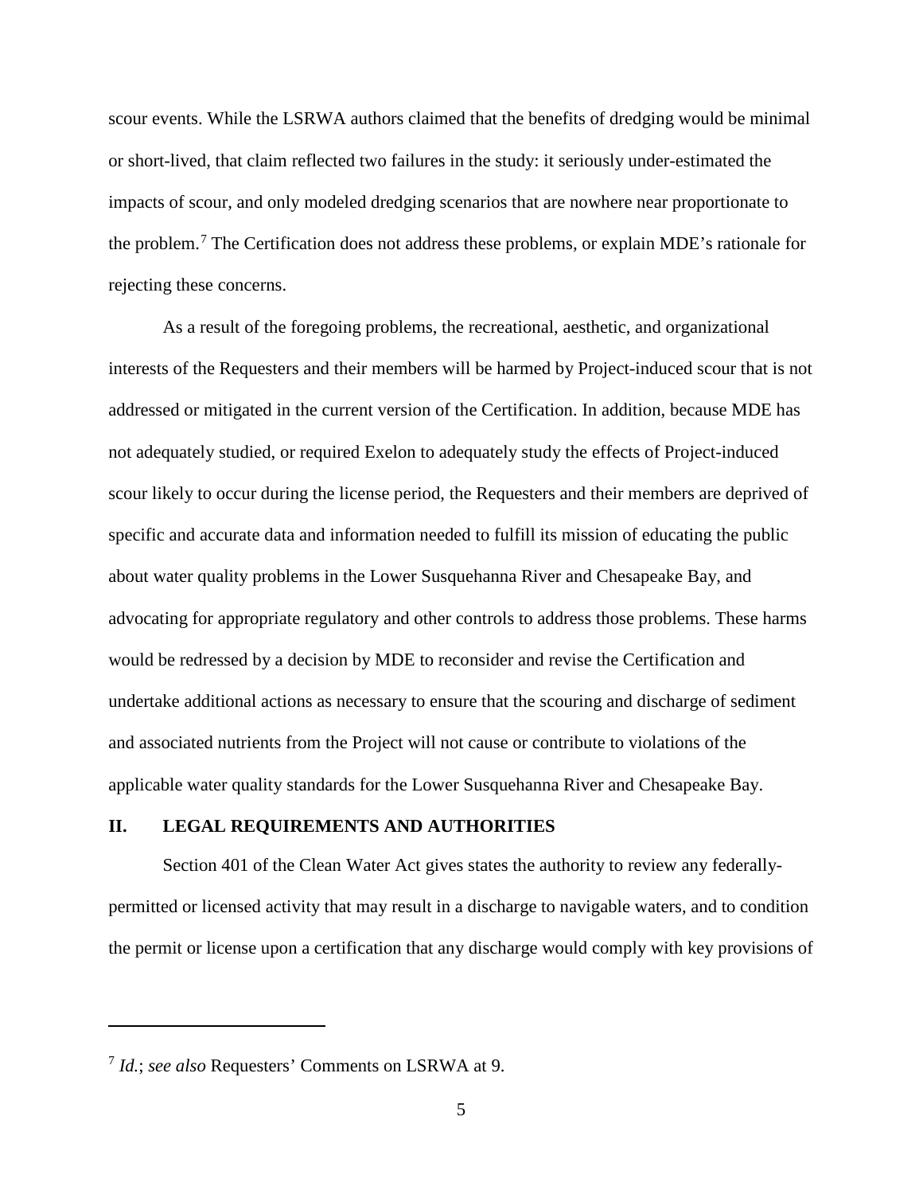scour events. While the LSRWA authors claimed that the benefits of dredging would be minimal or short-lived, that claim reflected two failures in the study: it seriously under-estimated the impacts of scour, and only modeled dredging scenarios that are nowhere near proportionate to the problem.[7] The Certification does not address these problems, or explain MDE's rationale for rejecting these concerns.

As a result of the foregoing problems, the recreational, aesthetic, and organizational interests of the Requesters and their members will be harmed by Project-induced scour that is not addressed or mitigated in the current version of the Certification. In addition, because MDE has not adequately studied, or required Exelon to adequately study the effects of Project-induced scour likely to occur during the license period, the Requesters and their members are deprived of specific and accurate data and information needed to fulfill its mission of educating the public about water quality problems in the Lower Susquehanna River and Chesapeake Bay, and advocating for appropriate regulatory and other controls to address those problems. These harms would be redressed by a decision by MDE to reconsider and revise the Certification and undertake additional actions as necessary to ensure that the scouring and discharge of sediment and associated nutrients from the Project will not cause or contribute to violations of the applicable water quality standards for the Lower Susquehanna River and Chesapeake Bay.

## II. LEGAL REQUIREMENTS AND AUTHORITIES

Section 401 of the Clean Water Act gives states the authority to review any federally-permitted or licensed activity that may result in a discharge to navigable waters, and to condition the permit or license upon a certification that any discharge would comply with key provisions of

---

[7] *Id.*; *see also* Requesters' Comments on LSRWA at 9.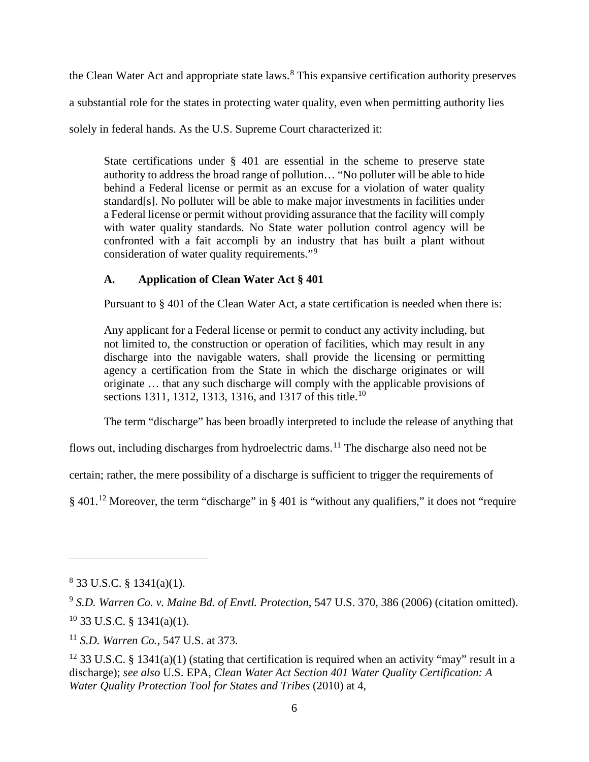the Clean Water Act and appropriate state laws.[8] This expansive certification authority preserves a substantial role for the states in protecting water quality, even when permitting authority lies solely in federal hands. As the U.S. Supreme Court characterized it:

> State certifications under § 401 are essential in the scheme to preserve state authority to address the broad range of pollution… "No polluter will be able to hide behind a Federal license or permit as an excuse for a violation of water quality standard[s]. No polluter will be able to make major investments in facilities under a Federal license or permit without providing assurance that the facility will comply with water quality standards. No State water pollution control agency will be confronted with a fait accompli by an industry that has built a plant without consideration of water quality requirements."[9]

### A. Application of Clean Water Act § 401

Pursuant to § 401 of the Clean Water Act, a state certification is needed when there is:

> Any applicant for a Federal license or permit to conduct any activity including, but not limited to, the construction or operation of facilities, which may result in any discharge into the navigable waters, shall provide the licensing or permitting agency a certification from the State in which the discharge originates or will originate … that any such discharge will comply with the applicable provisions of sections 1311, 1312, 1313, 1316, and 1317 of this title.[10]

The term "discharge" has been broadly interpreted to include the release of anything that flows out, including discharges from hydroelectric dams.[11] The discharge also need not be certain; rather, the mere possibility of a discharge is sufficient to trigger the requirements of § 401.[12] Moreover, the term "discharge" in § 401 is "without any qualifiers," it does not "require

---

[8] 33 U.S.C. § 1341(a)(1).

[9] *S.D. Warren Co. v. Maine Bd. of Envtl. Protection*, 547 U.S. 370, 386 (2006) (citation omitted).

[10] 33 U.S.C. § 1341(a)(1).

[11] *S.D. Warren Co.*, 547 U.S. at 373.

[12] 33 U.S.C. § 1341(a)(1) (stating that certification is required when an activity "may" result in a discharge); *see also* U.S. EPA, *Clean Water Act Section 401 Water Quality Certification: A Water Quality Protection Tool for States and Tribes* (2010) at 4,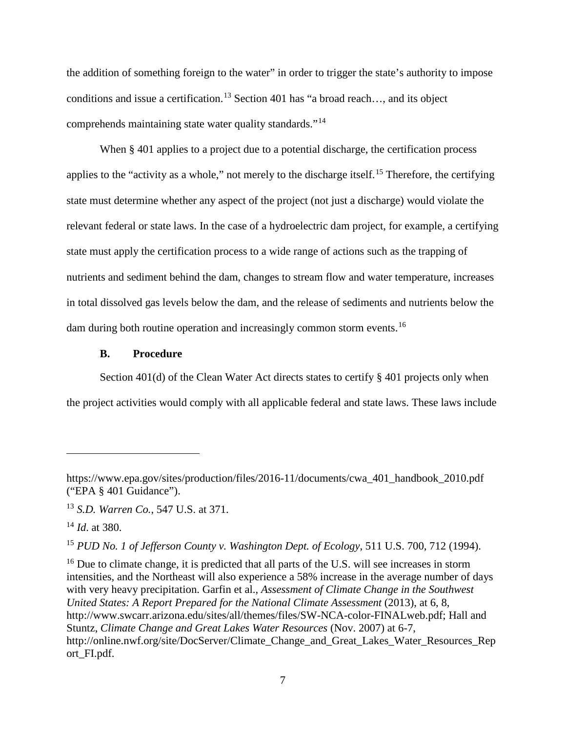the addition of something foreign to the water" in order to trigger the state's authority to impose conditions and issue a certification.[13] Section 401 has "a broad reach…, and its object comprehends maintaining state water quality standards."[14]

When § 401 applies to a project due to a potential discharge, the certification process applies to the "activity as a whole," not merely to the discharge itself.[15] Therefore, the certifying state must determine whether any aspect of the project (not just a discharge) would violate the relevant federal or state laws. In the case of a hydroelectric dam project, for example, a certifying state must apply the certification process to a wide range of actions such as the trapping of nutrients and sediment behind the dam, changes to stream flow and water temperature, increases in total dissolved gas levels below the dam, and the release of sediments and nutrients below the dam during both routine operation and increasingly common storm events.[16]

### B. Procedure

Section 401(d) of the Clean Water Act directs states to certify § 401 projects only when the project activities would comply with all applicable federal and state laws. These laws include

---

https://www.epa.gov/sites/production/files/2016-11/documents/cwa_401_handbook_2010.pdf ("EPA § 401 Guidance").

[13] *S.D. Warren Co.*, 547 U.S. at 371.

[14] *Id*. at 380.

[15] *PUD No. 1 of Jefferson County v. Washington Dept. of Ecology*, 511 U.S. 700, 712 (1994).

[16] Due to climate change, it is predicted that all parts of the U.S. will see increases in storm intensities, and the Northeast will also experience a 58% increase in the average number of days with very heavy precipitation. Garfin et al., *Assessment of Climate Change in the Southwest United States: A Report Prepared for the National Climate Assessment* (2013), at 6, 8, http://www.swcarr.arizona.edu/sites/all/themes/files/SW-NCA-color-FINALweb.pdf; Hall and Stuntz, *Climate Change and Great Lakes Water Resources* (Nov. 2007) at 6-7, http://online.nwf.org/site/DocServer/Climate_Change_and_Great_Lakes_Water_Resources_Report_FI.pdf.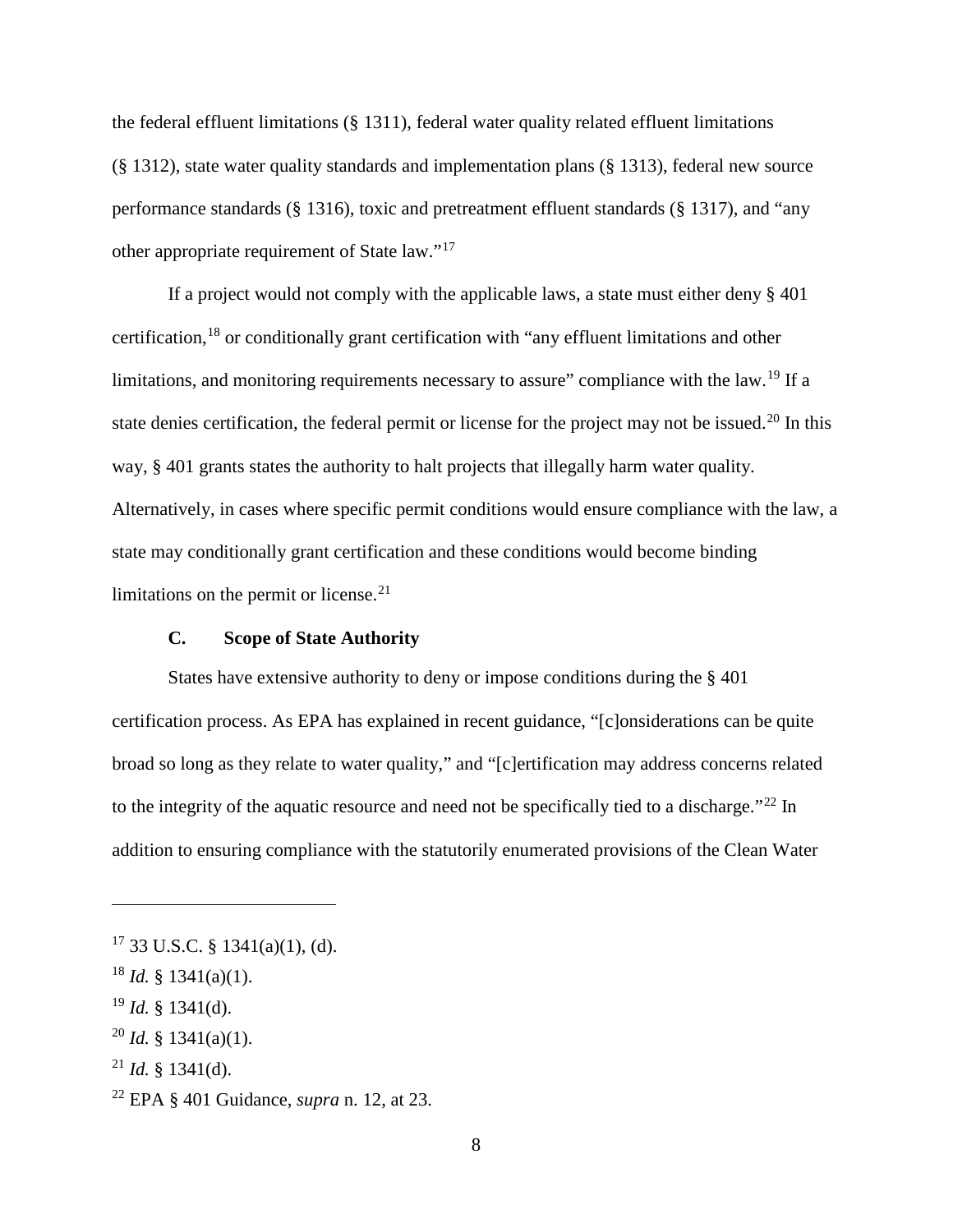the federal effluent limitations (§ 1311), federal water quality related effluent limitations (§ 1312), state water quality standards and implementation plans (§ 1313), federal new source performance standards (§ 1316), toxic and pretreatment effluent standards (§ 1317), and "any other appropriate requirement of State law."[17]

If a project would not comply with the applicable laws, a state must either deny § 401 certification,[18] or conditionally grant certification with "any effluent limitations and other limitations, and monitoring requirements necessary to assure" compliance with the law.[19] If a state denies certification, the federal permit or license for the project may not be issued.[20] In this way, § 401 grants states the authority to halt projects that illegally harm water quality. Alternatively, in cases where specific permit conditions would ensure compliance with the law, a state may conditionally grant certification and these conditions would become binding limitations on the permit or license.[21]

### C. Scope of State Authority

States have extensive authority to deny or impose conditions during the § 401 certification process. As EPA has explained in recent guidance, "[c]onsiderations can be quite broad so long as they relate to water quality," and "[c]ertification may address concerns related to the integrity of the aquatic resource and need not be specifically tied to a discharge."[22] In addition to ensuring compliance with the statutorily enumerated provisions of the Clean Water

---

[17] 33 U.S.C. § 1341(a)(1), (d).

[18] *Id.* § 1341(a)(1).

[19] *Id.* § 1341(d).

[20] *Id.* § 1341(a)(1).

[21] *Id.* § 1341(d).

[22] EPA § 401 Guidance, *supra* n. 12, at 23.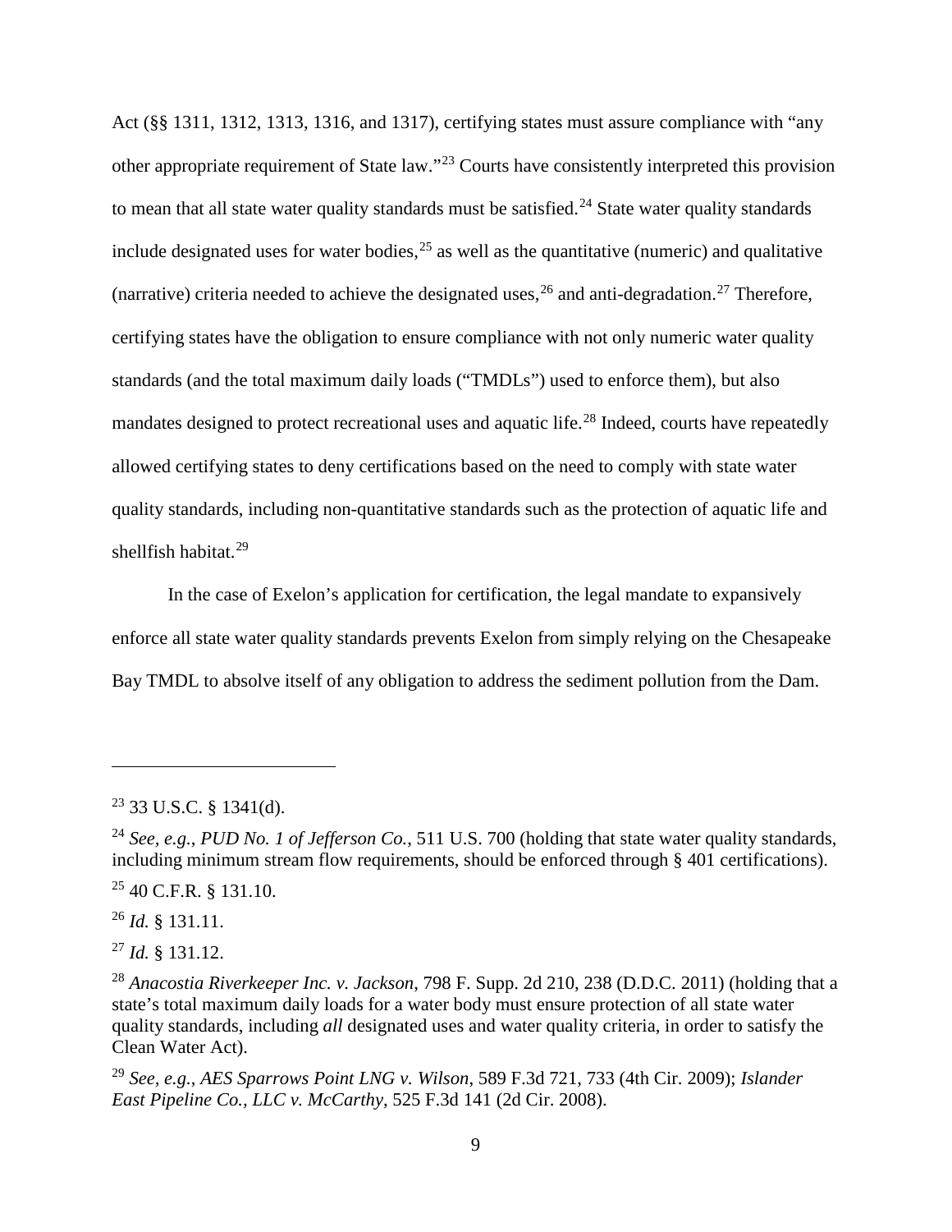Act (§§ 1311, 1312, 1313, 1316, and 1317), certifying states must assure compliance with "any other appropriate requirement of State law."[23] Courts have consistently interpreted this provision to mean that all state water quality standards must be satisfied.[24] State water quality standards include designated uses for water bodies,[25] as well as the quantitative (numeric) and qualitative (narrative) criteria needed to achieve the designated uses,[26] and anti-degradation.[27] Therefore, certifying states have the obligation to ensure compliance with not only numeric water quality standards (and the total maximum daily loads ("TMDLs") used to enforce them), but also mandates designed to protect recreational uses and aquatic life.[28] Indeed, courts have repeatedly allowed certifying states to deny certifications based on the need to comply with state water quality standards, including non-quantitative standards such as the protection of aquatic life and shellfish habitat.[29]

In the case of Exelon's application for certification, the legal mandate to expansively enforce all state water quality standards prevents Exelon from simply relying on the Chesapeake Bay TMDL to absolve itself of any obligation to address the sediment pollution from the Dam.

---

[23] 33 U.S.C. § 1341(d).

[24] *See, e.g.*, *PUD No. 1 of Jefferson Co.*, 511 U.S. 700 (holding that state water quality standards, including minimum stream flow requirements, should be enforced through § 401 certifications).

[25] 40 C.F.R. § 131.10.

[26] *Id.* § 131.11.

[27] *Id.* § 131.12.

[28] *Anacostia Riverkeeper Inc. v. Jackson*, 798 F. Supp. 2d 210, 238 (D.D.C. 2011) (holding that a state's total maximum daily loads for a water body must ensure protection of all state water quality standards, including *all* designated uses and water quality criteria, in order to satisfy the Clean Water Act).

[29] *See, e.g.*, *AES Sparrows Point LNG v. Wilson*, 589 F.3d 721, 733 (4th Cir. 2009); *Islander East Pipeline Co., LLC v. McCarthy*, 525 F.3d 141 (2d Cir. 2008).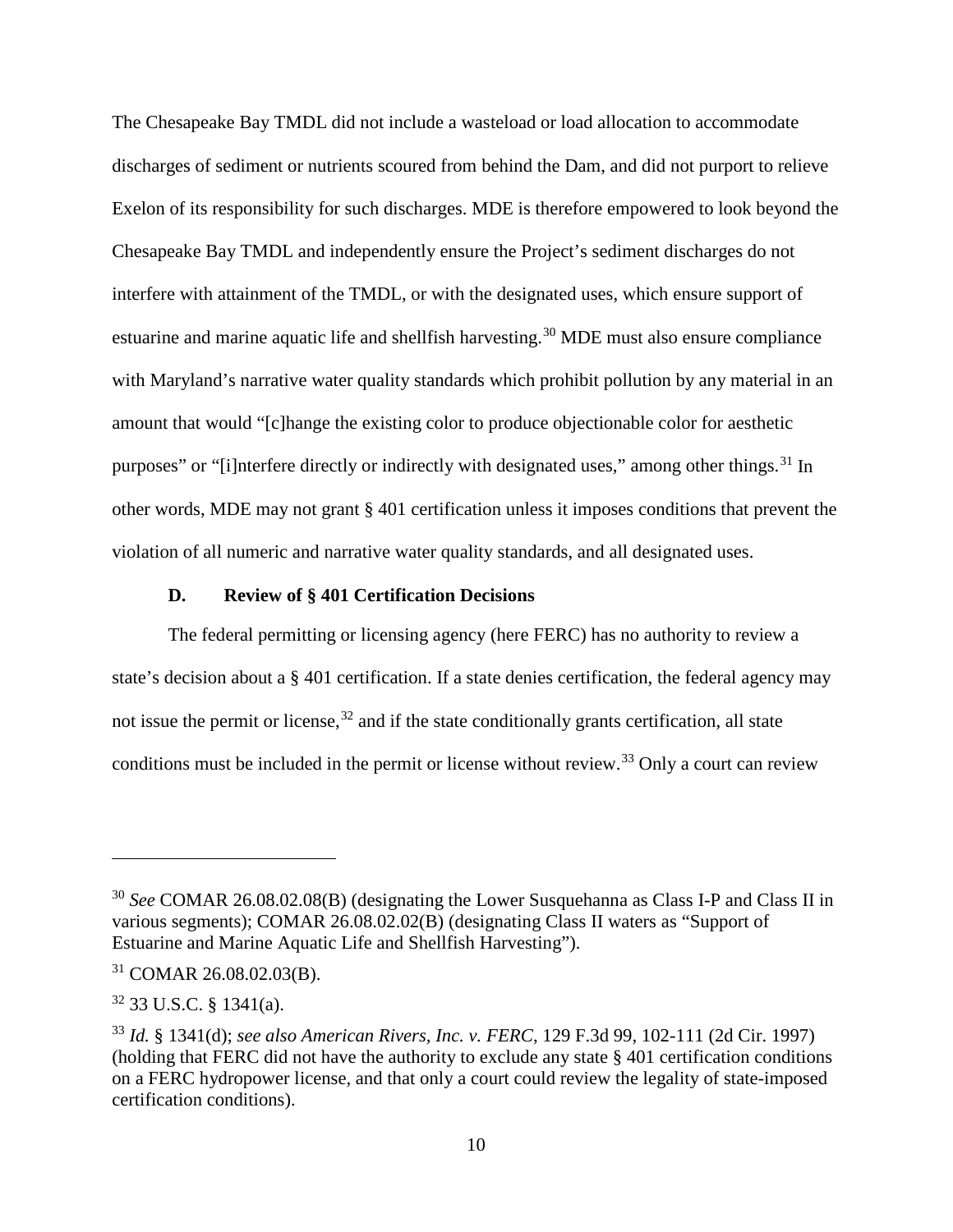The Chesapeake Bay TMDL did not include a wasteload or load allocation to accommodate discharges of sediment or nutrients scoured from behind the Dam, and did not purport to relieve Exelon of its responsibility for such discharges. MDE is therefore empowered to look beyond the Chesapeake Bay TMDL and independently ensure the Project's sediment discharges do not interfere with attainment of the TMDL, or with the designated uses, which ensure support of estuarine and marine aquatic life and shellfish harvesting.[30] MDE must also ensure compliance with Maryland's narrative water quality standards which prohibit pollution by any material in an amount that would "[c]hange the existing color to produce objectionable color for aesthetic purposes" or "[i]nterfere directly or indirectly with designated uses," among other things.[31] In other words, MDE may not grant § 401 certification unless it imposes conditions that prevent the violation of all numeric and narrative water quality standards, and all designated uses.

### D. Review of § 401 Certification Decisions

The federal permitting or licensing agency (here FERC) has no authority to review a state's decision about a § 401 certification. If a state denies certification, the federal agency may not issue the permit or license,[32] and if the state conditionally grants certification, all state conditions must be included in the permit or license without review.[33] Only a court can review

---

[30] *See* COMAR 26.08.02.08(B) (designating the Lower Susquehanna as Class I-P and Class II in various segments); COMAR 26.08.02.02(B) (designating Class II waters as "Support of Estuarine and Marine Aquatic Life and Shellfish Harvesting").

[31] COMAR 26.08.02.03(B).

[32] 33 U.S.C. § 1341(a).

[33] *Id.* § 1341(d); *see also American Rivers, Inc. v. FERC*, 129 F.3d 99, 102-111 (2d Cir. 1997) (holding that FERC did not have the authority to exclude any state § 401 certification conditions on a FERC hydropower license, and that only a court could review the legality of state-imposed certification conditions).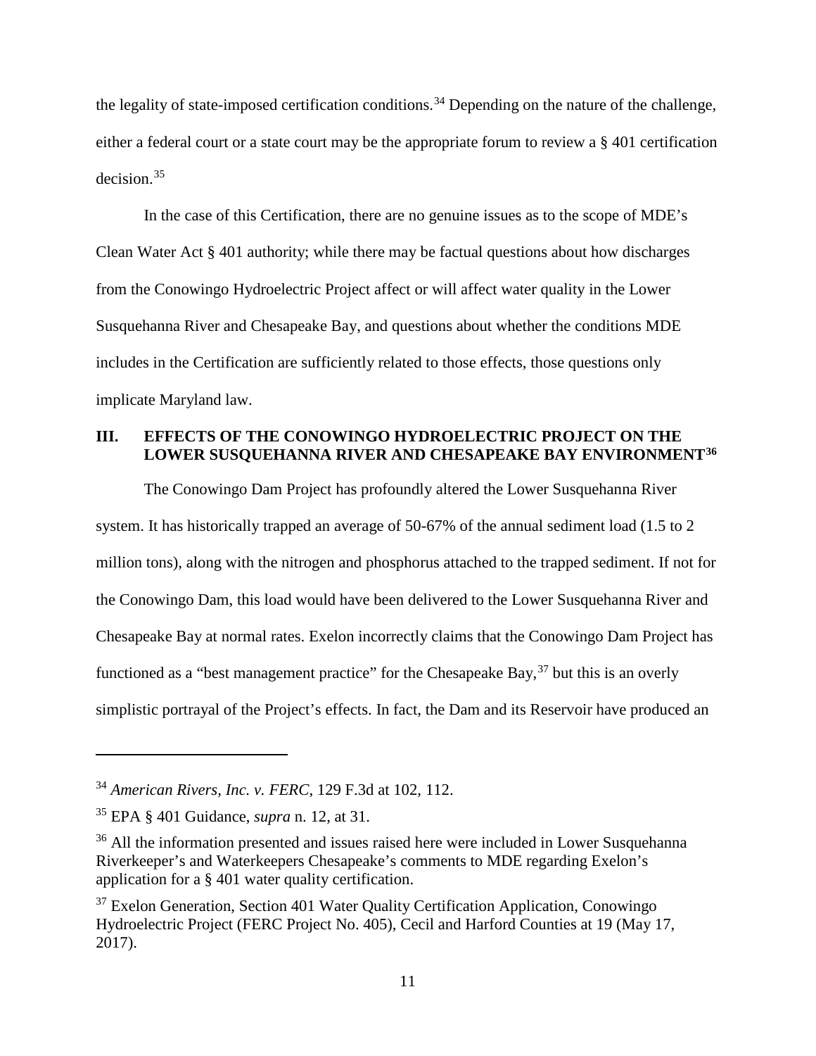the legality of state-imposed certification conditions.[34] Depending on the nature of the challenge, either a federal court or a state court may be the appropriate forum to review a § 401 certification decision.[35]

In the case of this Certification, there are no genuine issues as to the scope of MDE's Clean Water Act § 401 authority; while there may be factual questions about how discharges from the Conowingo Hydroelectric Project affect or will affect water quality in the Lower Susquehanna River and Chesapeake Bay, and questions about whether the conditions MDE includes in the Certification are sufficiently related to those effects, those questions only implicate Maryland law.

## III. EFFECTS OF THE CONOWINGO HYDROELECTRIC PROJECT ON THE LOWER SUSQUEHANNA RIVER AND CHESAPEAKE BAY ENVIRONMENT[36]

The Conowingo Dam Project has profoundly altered the Lower Susquehanna River system. It has historically trapped an average of 50-67% of the annual sediment load (1.5 to 2 million tons), along with the nitrogen and phosphorus attached to the trapped sediment. If not for the Conowingo Dam, this load would have been delivered to the Lower Susquehanna River and Chesapeake Bay at normal rates. Exelon incorrectly claims that the Conowingo Dam Project has functioned as a "best management practice" for the Chesapeake Bay,[37] but this is an overly simplistic portrayal of the Project's effects. In fact, the Dam and its Reservoir have produced an

---

[34] *American Rivers, Inc. v. FERC*, 129 F.3d at 102, 112.

[35] EPA § 401 Guidance, *supra* n. 12, at 31.

[36] All the information presented and issues raised here were included in Lower Susquehanna Riverkeeper's and Waterkeepers Chesapeake's comments to MDE regarding Exelon's application for a § 401 water quality certification.

[37] Exelon Generation, Section 401 Water Quality Certification Application, Conowingo Hydroelectric Project (FERC Project No. 405), Cecil and Harford Counties at 19 (May 17, 2017).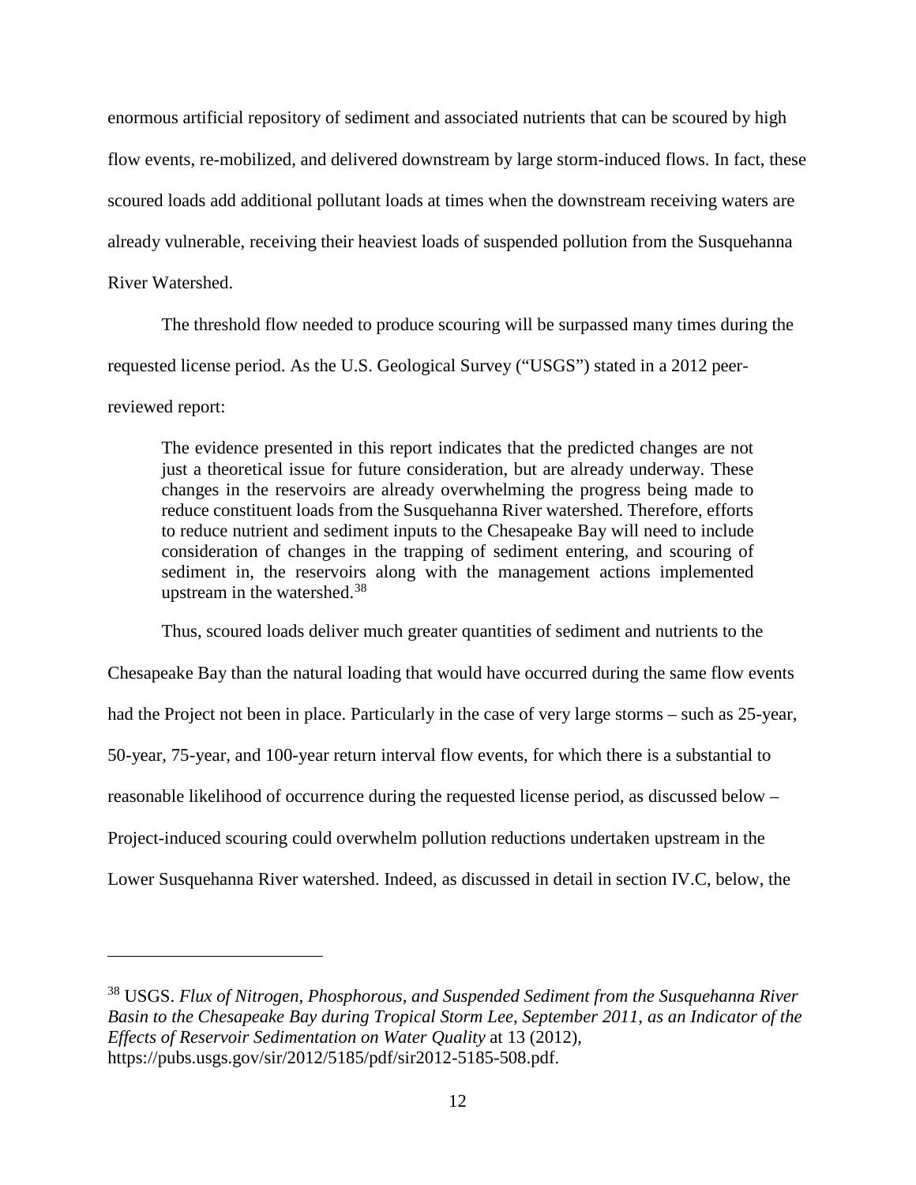enormous artificial repository of sediment and associated nutrients that can be scoured by high flow events, re-mobilized, and delivered downstream by large storm-induced flows. In fact, these scoured loads add additional pollutant loads at times when the downstream receiving waters are already vulnerable, receiving their heaviest loads of suspended pollution from the Susquehanna River Watershed.

The threshold flow needed to produce scouring will be surpassed many times during the requested license period. As the U.S. Geological Survey ("USGS") stated in a 2012 peer-reviewed report:

> The evidence presented in this report indicates that the predicted changes are not just a theoretical issue for future consideration, but are already underway. These changes in the reservoirs are already overwhelming the progress being made to reduce constituent loads from the Susquehanna River watershed. Therefore, efforts to reduce nutrient and sediment inputs to the Chesapeake Bay will need to include consideration of changes in the trapping of sediment entering, and scouring of sediment in, the reservoirs along with the management actions implemented upstream in the watershed.[38]

Thus, scoured loads deliver much greater quantities of sediment and nutrients to the Chesapeake Bay than the natural loading that would have occurred during the same flow events had the Project not been in place. Particularly in the case of very large storms – such as 25-year, 50-year, 75-year, and 100-year return interval flow events, for which there is a substantial to reasonable likelihood of occurrence during the requested license period, as discussed below – Project-induced scouring could overwhelm pollution reductions undertaken upstream in the Lower Susquehanna River watershed. Indeed, as discussed in detail in section IV.C, below, the

---

[38] USGS. *Flux of Nitrogen, Phosphorous, and Suspended Sediment from the Susquehanna River Basin to the Chesapeake Bay during Tropical Storm Lee, September 2011, as an Indicator of the Effects of Reservoir Sedimentation on Water Quality* at 13 (2012), https://pubs.usgs.gov/sir/2012/5185/pdf/sir2012-5185-508.pdf.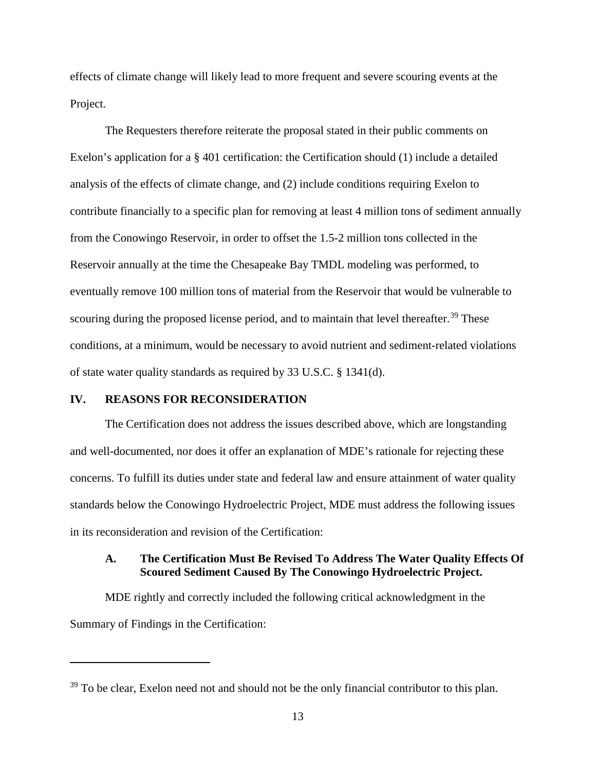effects of climate change will likely lead to more frequent and severe scouring events at the Project.

The Requesters therefore reiterate the proposal stated in their public comments on Exelon's application for a § 401 certification: the Certification should (1) include a detailed analysis of the effects of climate change, and (2) include conditions requiring Exelon to contribute financially to a specific plan for removing at least 4 million tons of sediment annually from the Conowingo Reservoir, in order to offset the 1.5-2 million tons collected in the Reservoir annually at the time the Chesapeake Bay TMDL modeling was performed, to eventually remove 100 million tons of material from the Reservoir that would be vulnerable to scouring during the proposed license period, and to maintain that level thereafter.[39] These conditions, at a minimum, would be necessary to avoid nutrient and sediment-related violations of state water quality standards as required by 33 U.S.C. § 1341(d).

## IV. REASONS FOR RECONSIDERATION

The Certification does not address the issues described above, which are longstanding and well-documented, nor does it offer an explanation of MDE's rationale for rejecting these concerns. To fulfill its duties under state and federal law and ensure attainment of water quality standards below the Conowingo Hydroelectric Project, MDE must address the following issues in its reconsideration and revision of the Certification:

### A. The Certification Must Be Revised To Address The Water Quality Effects Of Scoured Sediment Caused By The Conowingo Hydroelectric Project.

MDE rightly and correctly included the following critical acknowledgment in the Summary of Findings in the Certification:

---

[39] To be clear, Exelon need not and should not be the only financial contributor to this plan.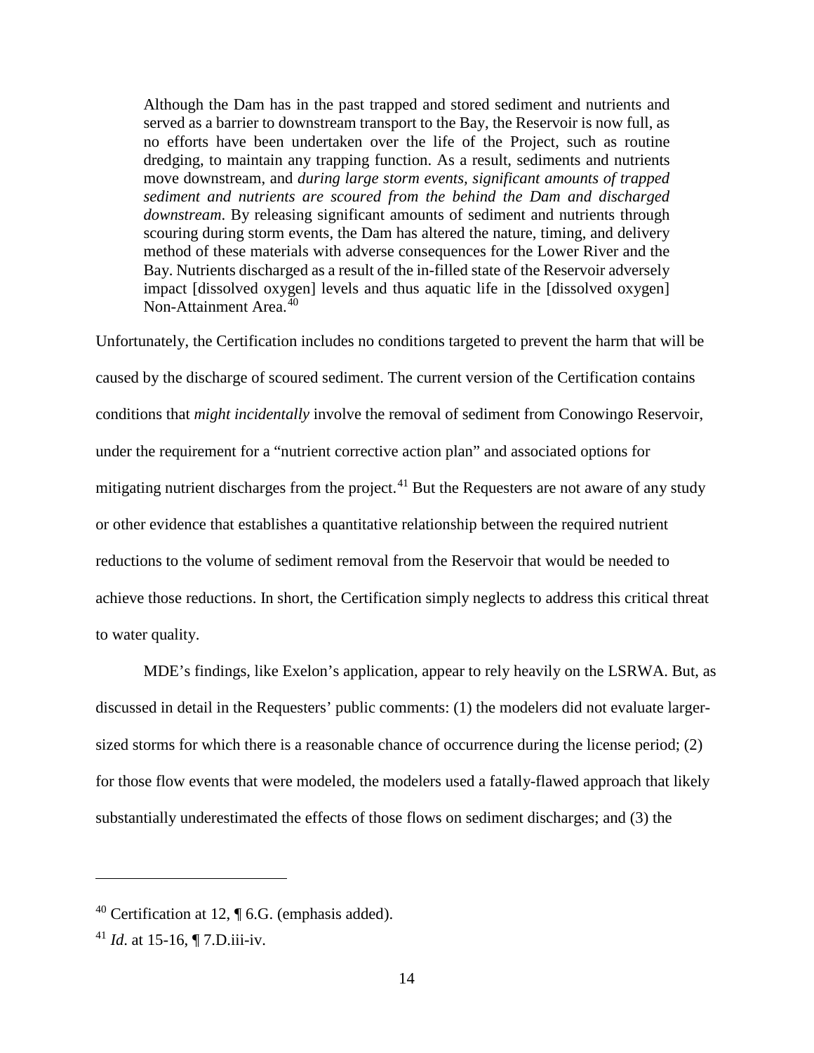> Although the Dam has in the past trapped and stored sediment and nutrients and served as a barrier to downstream transport to the Bay, the Reservoir is now full, as no efforts have been undertaken over the life of the Project, such as routine dredging, to maintain any trapping function. As a result, sediments and nutrients move downstream, and *during large storm events, significant amounts of trapped sediment and nutrients are scoured from the behind the Dam and discharged downstream*. By releasing significant amounts of sediment and nutrients through scouring during storm events, the Dam has altered the nature, timing, and delivery method of these materials with adverse consequences for the Lower River and the Bay. Nutrients discharged as a result of the in-filled state of the Reservoir adversely impact [dissolved oxygen] levels and thus aquatic life in the [dissolved oxygen] Non-Attainment Area.[40]

Unfortunately, the Certification includes no conditions targeted to prevent the harm that will be caused by the discharge of scoured sediment. The current version of the Certification contains conditions that *might incidentally* involve the removal of sediment from Conowingo Reservoir, under the requirement for a "nutrient corrective action plan" and associated options for mitigating nutrient discharges from the project.[41] But the Requesters are not aware of any study or other evidence that establishes a quantitative relationship between the required nutrient reductions to the volume of sediment removal from the Reservoir that would be needed to achieve those reductions. In short, the Certification simply neglects to address this critical threat to water quality.

MDE's findings, like Exelon's application, appear to rely heavily on the LSRWA. But, as discussed in detail in the Requesters' public comments: (1) the modelers did not evaluate larger-sized storms for which there is a reasonable chance of occurrence during the license period; (2) for those flow events that were modeled, the modelers used a fatally-flawed approach that likely substantially underestimated the effects of those flows on sediment discharges; and (3) the

---

[40] Certification at 12, ¶ 6.G. (emphasis added).

[41] *Id*. at 15-16, ¶ 7.D.iii-iv.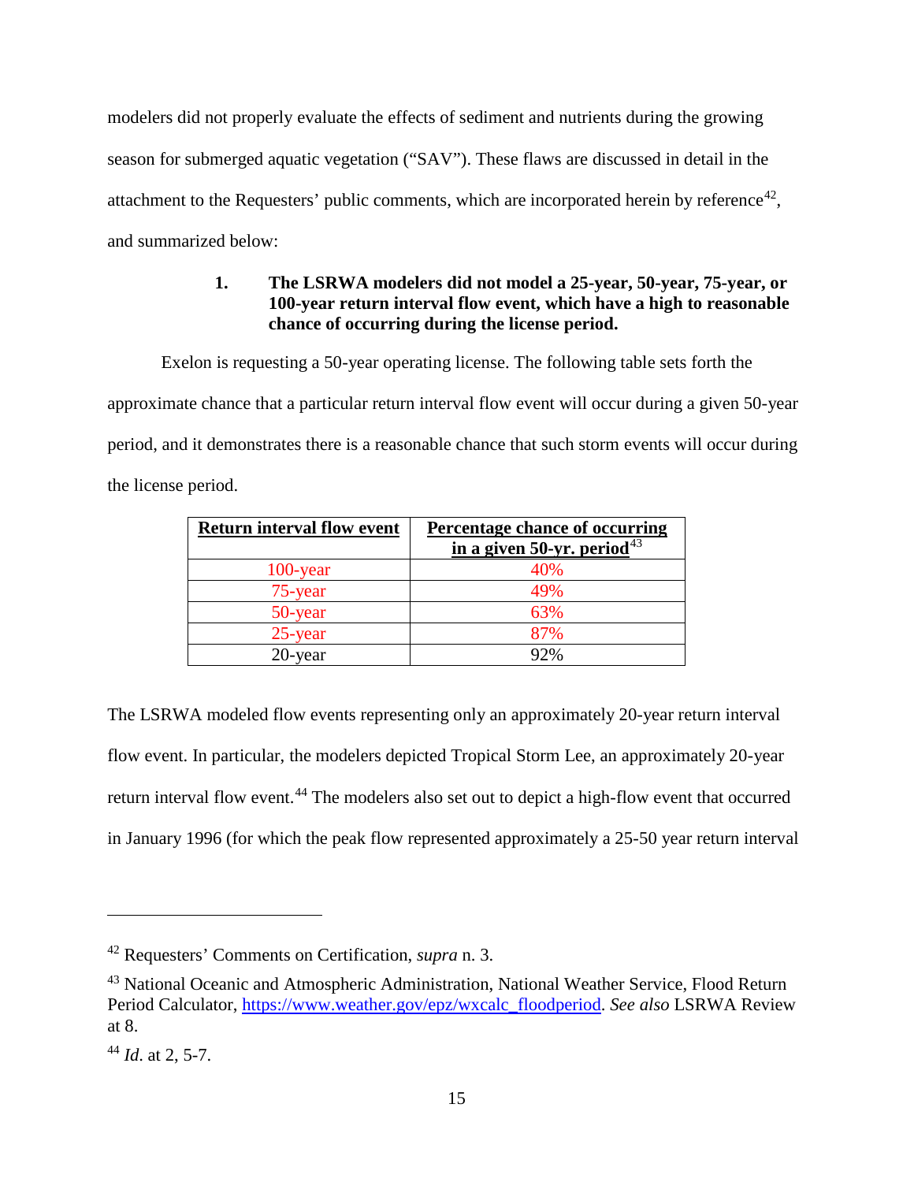modelers did not properly evaluate the effects of sediment and nutrients during the growing season for submerged aquatic vegetation ("SAV"). These flaws are discussed in detail in the attachment to the Requesters' public comments, which are incorporated herein by reference[42], and summarized below:

**1. The LSRWA modelers did not model a 25-year, 50-year, 75-year, or 100-year return interval flow event, which have a high to reasonable chance of occurring during the license period.**

Exelon is requesting a 50-year operating license. The following table sets forth the approximate chance that a particular return interval flow event will occur during a given 50-year period, and it demonstrates there is a reasonable chance that such storm events will occur during the license period.

| Return interval flow event | Percentage chance of occurring in a given 50-yr. period[43] |
|---|---|
| 100-year | 40% |
| 75-year | 49% |
| 50-year | 63% |
| 25-year | 87% |
| 20-year | 92% |

The LSRWA modeled flow events representing only an approximately 20-year return interval flow event. In particular, the modelers depicted Tropical Storm Lee, an approximately 20-year return interval flow event.[44] The modelers also set out to depict a high-flow event that occurred in January 1996 (for which the peak flow represented approximately a 25-50 year return interval

---

[42] Requesters' Comments on Certification, *supra* n. 3.

[43] National Oceanic and Atmospheric Administration, National Weather Service, Flood Return Period Calculator, https://www.weather.gov/epz/wxcalc_floodperiod. *See also* LSRWA Review at 8.

[44] *Id*. at 2, 5-7.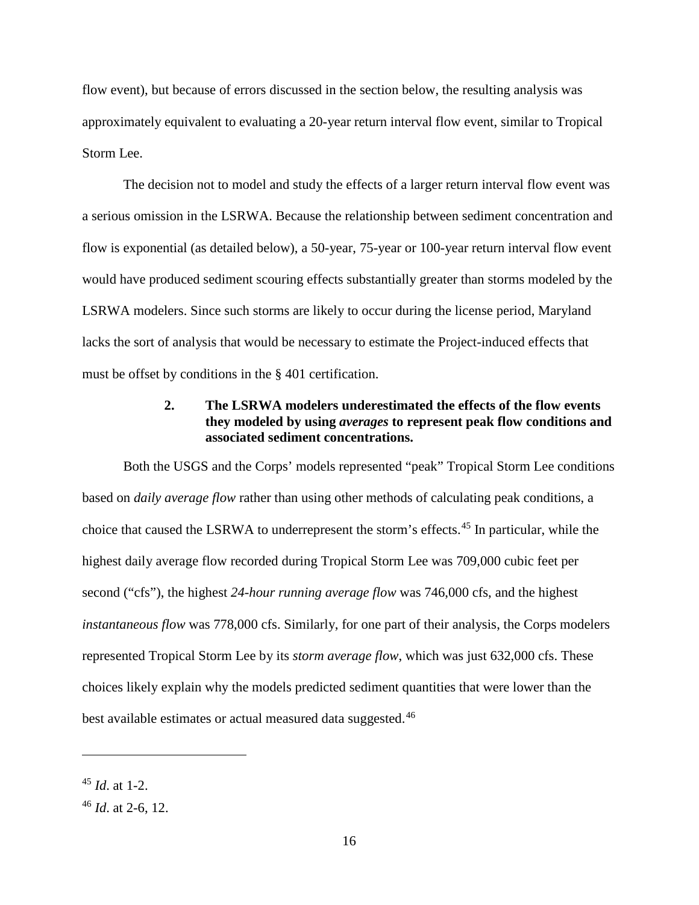flow event), but because of errors discussed in the section below, the resulting analysis was approximately equivalent to evaluating a 20-year return interval flow event, similar to Tropical Storm Lee.

The decision not to model and study the effects of a larger return interval flow event was a serious omission in the LSRWA. Because the relationship between sediment concentration and flow is exponential (as detailed below), a 50-year, 75-year or 100-year return interval flow event would have produced sediment scouring effects substantially greater than storms modeled by the LSRWA modelers. Since such storms are likely to occur during the license period, Maryland lacks the sort of analysis that would be necessary to estimate the Project-induced effects that must be offset by conditions in the § 401 certification.

### 2. The LSRWA modelers underestimated the effects of the flow events they modeled by using *averages* to represent peak flow conditions and associated sediment concentrations.

Both the USGS and the Corps' models represented "peak" Tropical Storm Lee conditions based on *daily average flow* rather than using other methods of calculating peak conditions, a choice that caused the LSRWA to underrepresent the storm's effects.[45] In particular, while the highest daily average flow recorded during Tropical Storm Lee was 709,000 cubic feet per second ("cfs"), the highest *24-hour running average flow* was 746,000 cfs, and the highest *instantaneous flow* was 778,000 cfs. Similarly, for one part of their analysis, the Corps modelers represented Tropical Storm Lee by its *storm average flow*, which was just 632,000 cfs. These choices likely explain why the models predicted sediment quantities that were lower than the best available estimates or actual measured data suggested.[46]

---

[45] *Id*. at 1-2.

[46] *Id*. at 2-6, 12.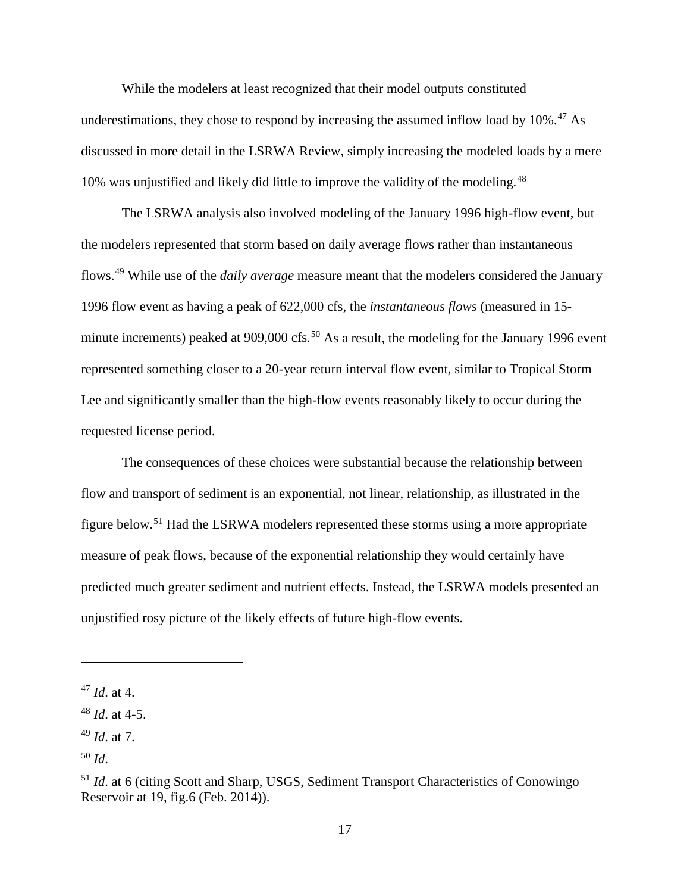While the modelers at least recognized that their model outputs constituted underestimations, they chose to respond by increasing the assumed inflow load by 10%.[47] As discussed in more detail in the LSRWA Review, simply increasing the modeled loads by a mere 10% was unjustified and likely did little to improve the validity of the modeling.[48]

The LSRWA analysis also involved modeling of the January 1996 high-flow event, but the modelers represented that storm based on daily average flows rather than instantaneous flows.[49] While use of the *daily average* measure meant that the modelers considered the January 1996 flow event as having a peak of 622,000 cfs, the *instantaneous flows* (measured in 15-minute increments) peaked at 909,000 cfs.[50] As a result, the modeling for the January 1996 event represented something closer to a 20-year return interval flow event, similar to Tropical Storm Lee and significantly smaller than the high-flow events reasonably likely to occur during the requested license period.

The consequences of these choices were substantial because the relationship between flow and transport of sediment is an exponential, not linear, relationship, as illustrated in the figure below.[51] Had the LSRWA modelers represented these storms using a more appropriate measure of peak flows, because of the exponential relationship they would certainly have predicted much greater sediment and nutrient effects. Instead, the LSRWA models presented an unjustified rosy picture of the likely effects of future high-flow events.

---

[47] *Id*. at 4.

[48] *Id*. at 4-5.

[49] *Id*. at 7.

[50] *Id*.

[51] *Id*. at 6 (citing Scott and Sharp, USGS, Sediment Transport Characteristics of Conowingo Reservoir at 19, fig.6 (Feb. 2014)).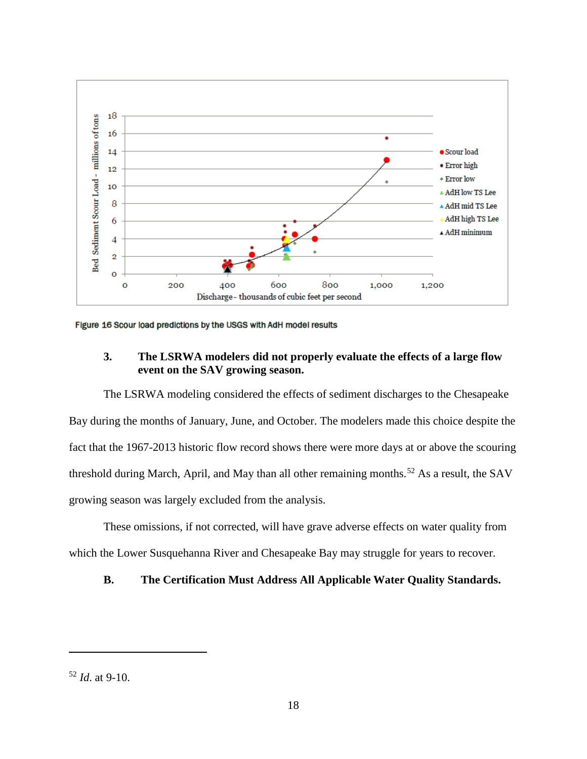Figure 16 Scour load predictions by the USGS with AdH model results

### 3. The LSRWA modelers did not properly evaluate the effects of a large flow event on the SAV growing season.

The LSRWA modeling considered the effects of sediment discharges to the Chesapeake Bay during the months of January, June, and October. The modelers made this choice despite the fact that the 1967-2013 historic flow record shows there were more days at or above the scouring threshold during March, April, and May than all other remaining months.[52] As a result, the SAV growing season was largely excluded from the analysis.

These omissions, if not corrected, will have grave adverse effects on water quality from which the Lower Susquehanna River and Chesapeake Bay may struggle for years to recover.

## B. The Certification Must Address All Applicable Water Quality Standards.

---

[52] *Id*. at 9-10.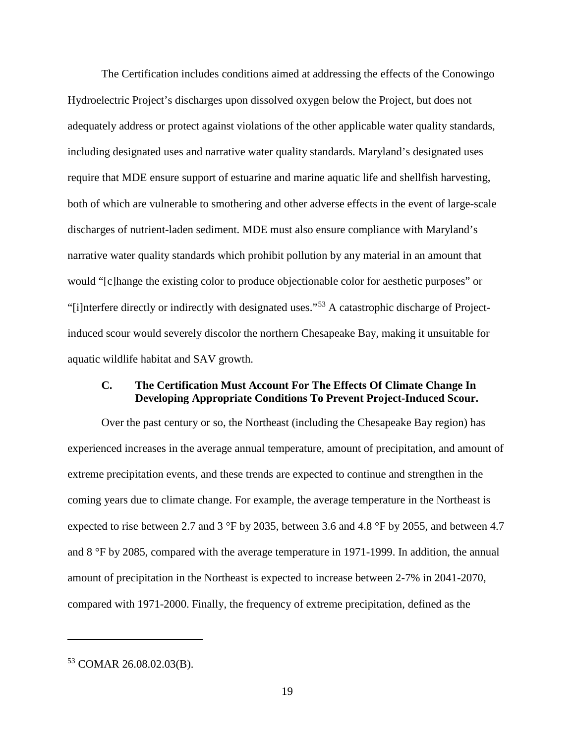The Certification includes conditions aimed at addressing the effects of the Conowingo Hydroelectric Project's discharges upon dissolved oxygen below the Project, but does not adequately address or protect against violations of the other applicable water quality standards, including designated uses and narrative water quality standards. Maryland's designated uses require that MDE ensure support of estuarine and marine aquatic life and shellfish harvesting, both of which are vulnerable to smothering and other adverse effects in the event of large-scale discharges of nutrient-laden sediment. MDE must also ensure compliance with Maryland's narrative water quality standards which prohibit pollution by any material in an amount that would "[c]hange the existing color to produce objectionable color for aesthetic purposes" or "[i]nterfere directly or indirectly with designated uses."[53] A catastrophic discharge of Project-induced scour would severely discolor the northern Chesapeake Bay, making it unsuitable for aquatic wildlife habitat and SAV growth.

### C. The Certification Must Account For The Effects Of Climate Change In Developing Appropriate Conditions To Prevent Project-Induced Scour.

Over the past century or so, the Northeast (including the Chesapeake Bay region) has experienced increases in the average annual temperature, amount of precipitation, and amount of extreme precipitation events, and these trends are expected to continue and strengthen in the coming years due to climate change. For example, the average temperature in the Northeast is expected to rise between 2.7 and 3 °F by 2035, between 3.6 and 4.8 °F by 2055, and between 4.7 and 8 °F by 2085, compared with the average temperature in 1971-1999. In addition, the annual amount of precipitation in the Northeast is expected to increase between 2-7% in 2041-2070, compared with 1971-2000. Finally, the frequency of extreme precipitation, defined as the

---

[53] COMAR 26.08.02.03(B).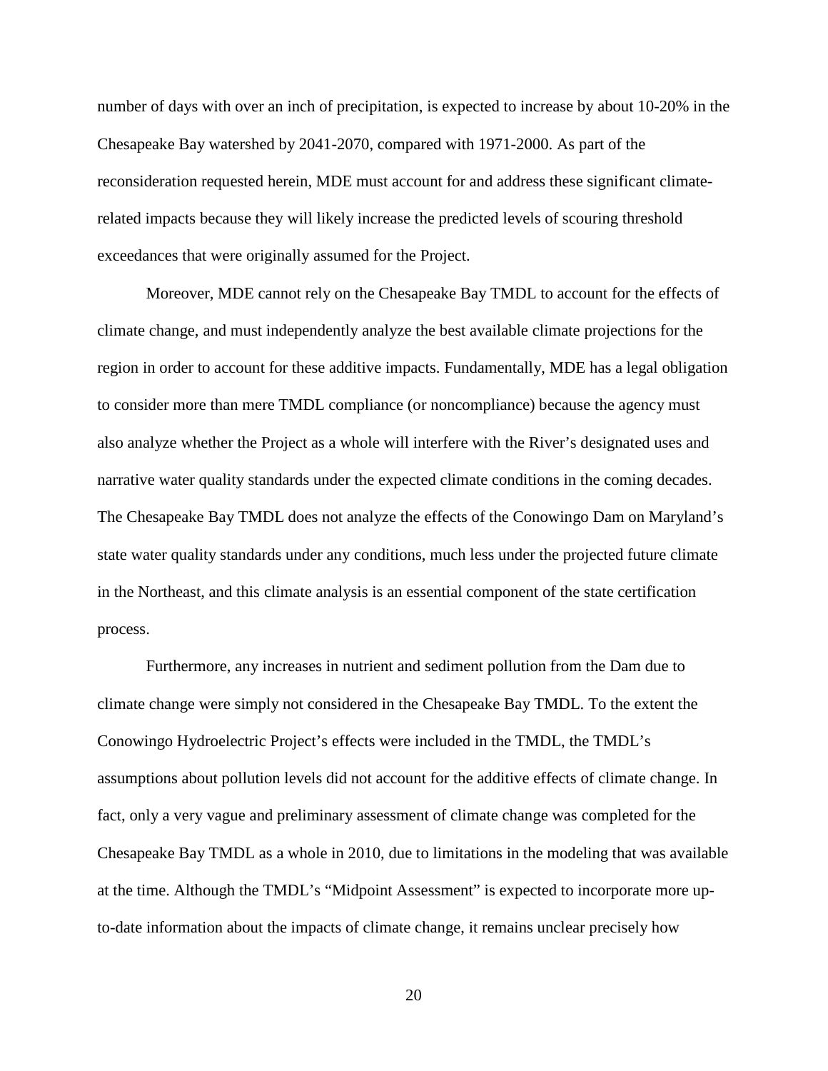number of days with over an inch of precipitation, is expected to increase by about 10-20% in the Chesapeake Bay watershed by 2041-2070, compared with 1971-2000. As part of the reconsideration requested herein, MDE must account for and address these significant climate-related impacts because they will likely increase the predicted levels of scouring threshold exceedances that were originally assumed for the Project.

Moreover, MDE cannot rely on the Chesapeake Bay TMDL to account for the effects of climate change, and must independently analyze the best available climate projections for the region in order to account for these additive impacts. Fundamentally, MDE has a legal obligation to consider more than mere TMDL compliance (or noncompliance) because the agency must also analyze whether the Project as a whole will interfere with the River's designated uses and narrative water quality standards under the expected climate conditions in the coming decades. The Chesapeake Bay TMDL does not analyze the effects of the Conowingo Dam on Maryland's state water quality standards under any conditions, much less under the projected future climate in the Northeast, and this climate analysis is an essential component of the state certification process.

Furthermore, any increases in nutrient and sediment pollution from the Dam due to climate change were simply not considered in the Chesapeake Bay TMDL. To the extent the Conowingo Hydroelectric Project's effects were included in the TMDL, the TMDL's assumptions about pollution levels did not account for the additive effects of climate change. In fact, only a very vague and preliminary assessment of climate change was completed for the Chesapeake Bay TMDL as a whole in 2010, due to limitations in the modeling that was available at the time. Although the TMDL's "Midpoint Assessment" is expected to incorporate more up-to-date information about the impacts of climate change, it remains unclear precisely how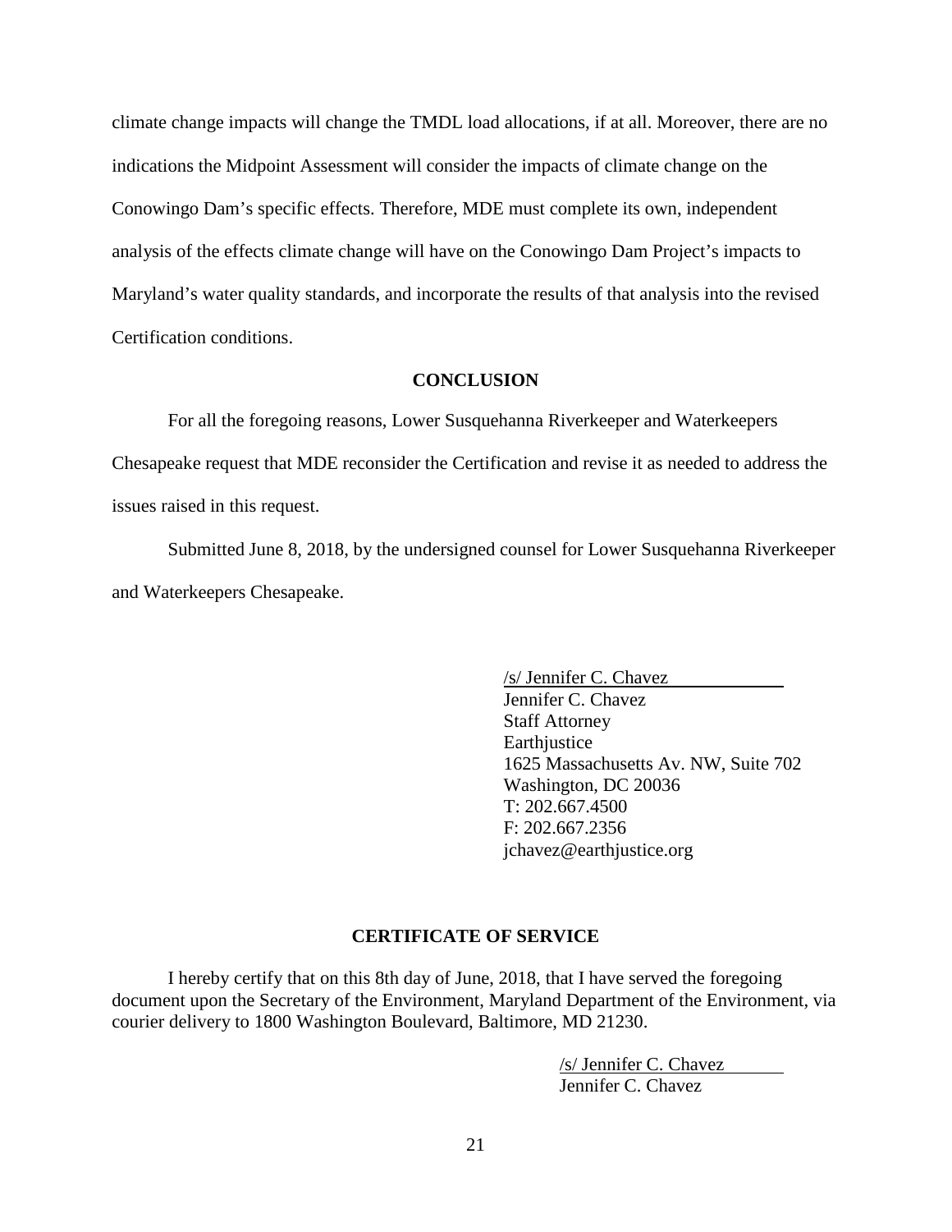climate change impacts will change the TMDL load allocations, if at all. Moreover, there are no indications the Midpoint Assessment will consider the impacts of climate change on the Conowingo Dam's specific effects. Therefore, MDE must complete its own, independent analysis of the effects climate change will have on the Conowingo Dam Project's impacts to Maryland's water quality standards, and incorporate the results of that analysis into the revised Certification conditions.

## CONCLUSION

For all the foregoing reasons, Lower Susquehanna Riverkeeper and Waterkeepers Chesapeake request that MDE reconsider the Certification and revise it as needed to address the issues raised in this request.

Submitted June 8, 2018, by the undersigned counsel for Lower Susquehanna Riverkeeper and Waterkeepers Chesapeake.

/s/ Jennifer C. Chavez
Jennifer C. Chavez
Staff Attorney
Earthjustice
1625 Massachusetts Av. NW, Suite 702
Washington, DC 20036
T: 202.667.4500
F: 202.667.2356
jchavez@earthjustice.org

## CERTIFICATE OF SERVICE

I hereby certify that on this 8th day of June, 2018, that I have served the foregoing document upon the Secretary of the Environment, Maryland Department of the Environment, via courier delivery to 1800 Washington Boulevard, Baltimore, MD 21230.

/s/ Jennifer C. Chavez
Jennifer C. Chavez